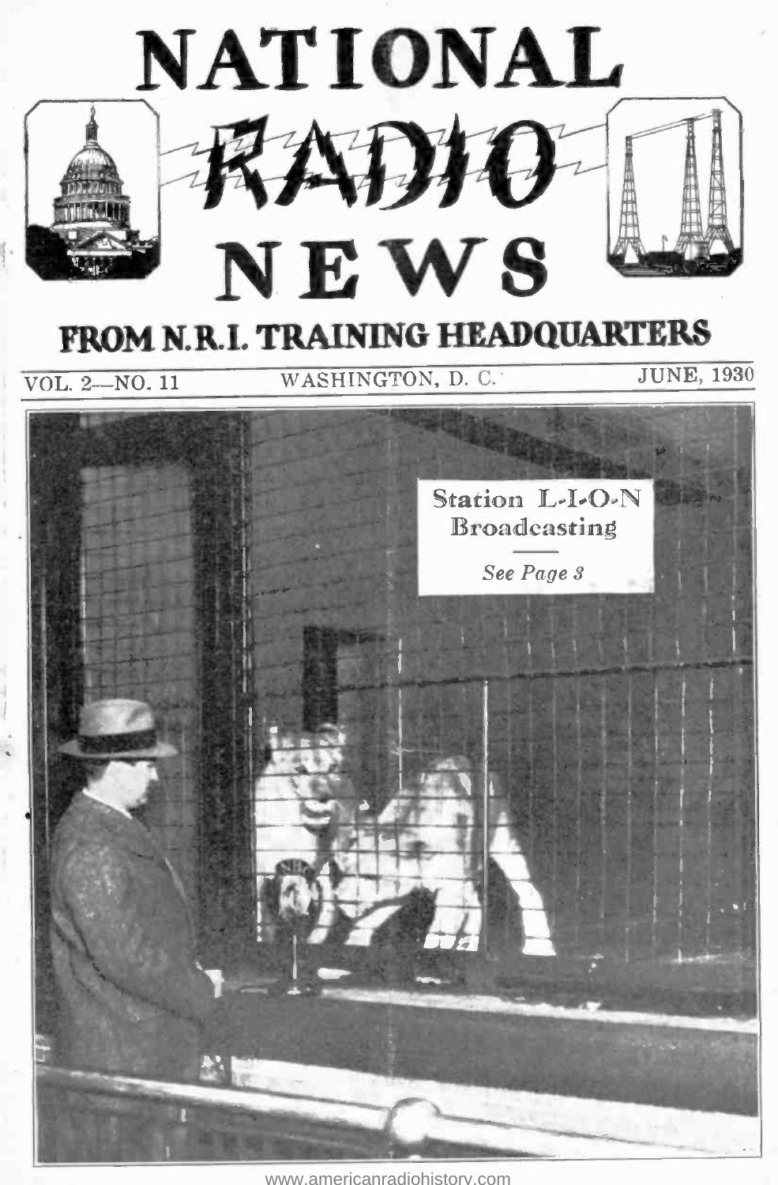# NATIONAL RADIO NEWS

## FROM N.R.I. TRAINING HEADQUARTERS

VOL. 2—NO. 11 WASHINGTON, D. C. JUNE, 1930

Station L-I-O-N Broadcasting

*See Page 3*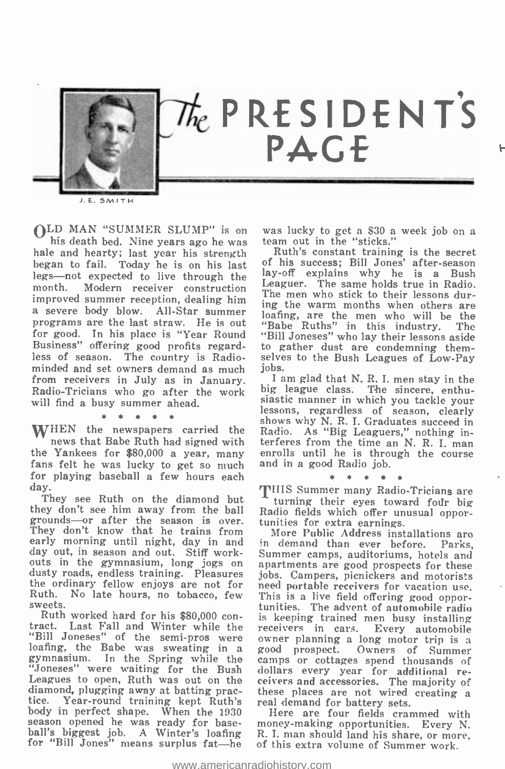# The PRESIDENT'S PAGE

J. E. SMITH

OLD MAN "SUMMER SLUMP" is on his death bed. Nine years ago he was hale and hearty; last year his strength began to fail. Today he is on his last legs—not expected to live through the month. Modern receiver construction improved summer reception, dealing him a severe body blow. All-Star summer programs are the last straw. He is out for good. In his place is "Year Round Business" offering good profits regardless of season. The country is Radio-minded and set owners demand as much from receivers in July as in January. Radio-Tricians who go after the work will find a busy summer ahead.

\* \* \* \* \*

WHEN the newspapers carried the news that Babe Ruth had signed with the Yankees for $80,000 a year, many fans felt he was lucky to get so much for playing baseball a few hours each day.

They see Ruth on the diamond but they don't see him away from the ball grounds—or after the season is over. They don't know that he trains from early morning until night, day in and day out, in season and out. Stiff workouts in the gymnasium, long jogs on dusty roads, endless training. Pleasures the ordinary fellow enjoys are not for Ruth. No late hours, no tobacco, few sweets.

Ruth worked hard for his $80,000 contract. Last Fall and Winter while the "Bill Joneses" of the semi-pros were loafing, the Babe was sweating in a gymnasium. In the Spring while the "Joneses" were waiting for the Bush Leagues to open, Ruth was out on the diamond, plugging away at batting practice. Year-round training kept Ruth's body in perfect shape. When the 1930 season opened he was ready for baseball's biggest job. A Winter's loafing for "Bill Jones" means surplus fat—he was lucky to get a $30 a week job on a team out in the "sticks."

Ruth's constant training is the secret of his success; Bill Jones' after-season lay-off explains why he is a Bush Leaguer. The same holds true in Radio. The men who stick to their lessons during the warm months when others are loafing, are the men who will be the "Babe Ruths" in this industry. The "Bill Joneses" who lay their lessons aside to gather dust are condemning themselves to the Bush Leagues of Low-Pay jobs.

I am glad that N. R. I. men stay in the big league class. The sincere, enthusiastic manner in which you tackle your lessons, regardless of season, clearly shows why N. R. I. Graduates succeed in Radio. As "Big Leaguers," nothing interferes from the time an N. R. I. man enrolls until he is through the course and in a good Radio job.

\* \* \* \* \*

THIS Summer many Radio-Tricians are turning their eyes toward four big Radio fields which offer unusual opportunities for extra earnings.

More Public Address installations are in demand than ever before. Parks, Summer camps, auditoriums, hotels and apartments are good prospects for these jobs. Campers, picnickers and motorists need portable receivers for vacation use. This is a live field offering good opportunities. The advent of automobile radio is keeping trained men busy installing receivers in cars. Every automobile owner planning a long motor trip is a good prospect. Owners of Summer camps or cottages spend thousands of dollars every year for additional receivers and accessories. The majority of these places are not wired creating a real demand for battery sets.

Here are four fields crammed with money-making opportunities. Every N. R. I. man should land his share, or more, of this extra volume of Summer work.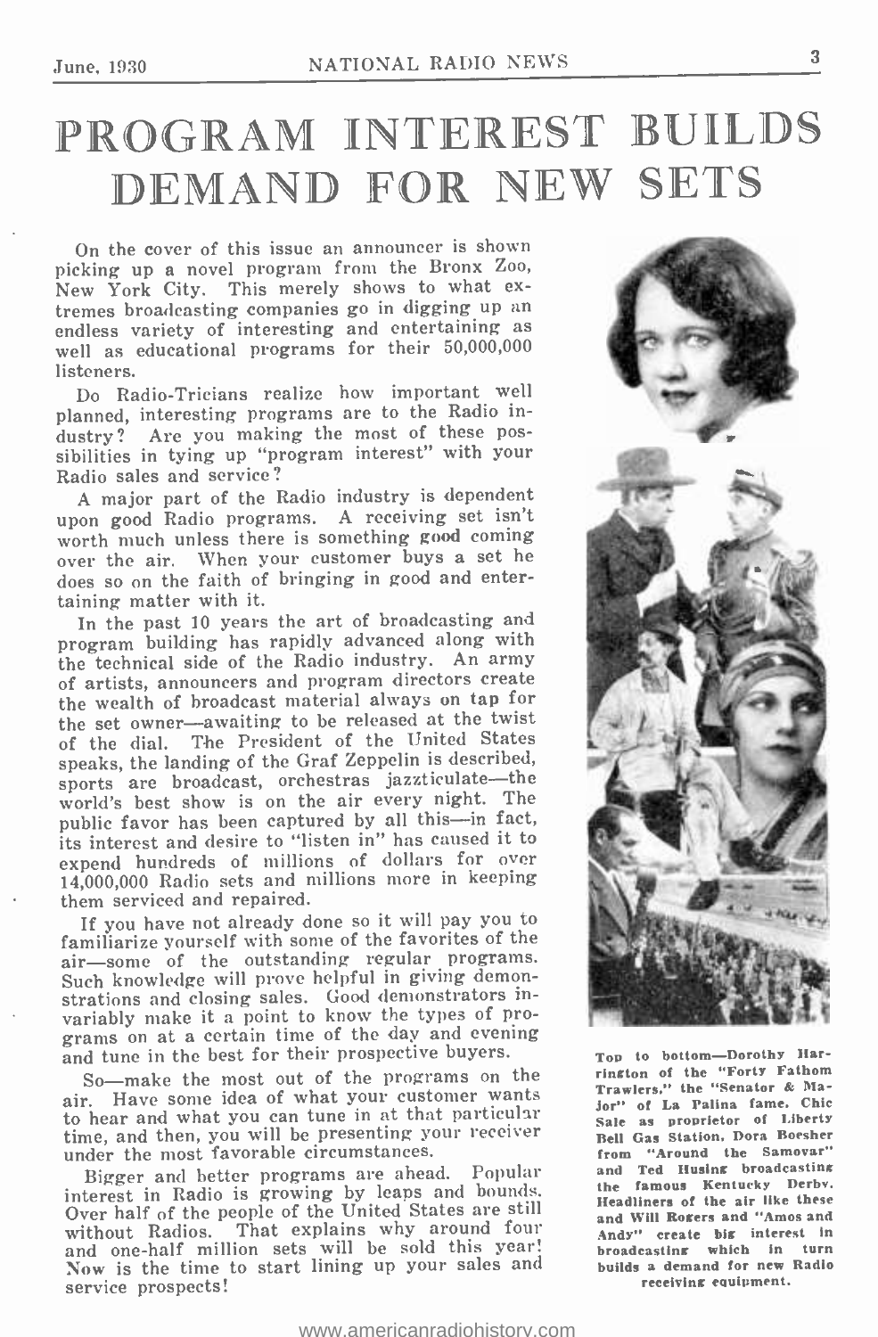# PROGRAM INTEREST BUILDS DEMAND FOR NEW SETS

On the cover of this issue an announcer is shown picking up a novel program from the Bronx Zoo, New York City. This merely shows to what extremes broadcasting companies go in digging up an endless variety of interesting and entertaining as well as educational programs for their 50,000,000 listeners.

Do Radio-Tricians realize how important well planned, interesting programs are to the Radio industry? Are you making the most of these possibilities in tying up "program interest" with your Radio sales and service?

A major part of the Radio industry is dependent upon good Radio programs. A receiving set isn't worth much unless there is something good coming over the air. When your customer buys a set he does so on the faith of bringing in good and entertaining matter with it.

In the past 10 years the art of broadcasting and program building has rapidly advanced along with the technical side of the Radio industry. An army of artists, announcers and program directors create the wealth of broadcast material always on tap for the set owner—awaiting to be released at the twist of the dial. The President of the United States speaks, the landing of the Graf Zeppelin is described, sports are broadcast, orchestras jazzticulate—the world's best show is on the air every night. The public favor has been captured by all this—in fact, its interest and desire to "listen in" has caused it to expend hundreds of millions of dollars for over 14,000,000 Radio sets and millions more in keeping them serviced and repaired.

If you have not already done so it will pay you to familiarize yourself with some of the favorites of the air—some of the outstanding regular programs. Such knowledge will prove helpful in giving demonstrations and closing sales. Good demonstrators invariably make it a point to know the types of programs on at a certain time of the day and evening and tune in the best for their prospective buyers.

So—make the most out of the programs on the air. Have some idea of what your customer wants to hear and what you can tune in at that particular time, and then, you will be presenting your receiver under the most favorable circumstances.

Bigger and better programs are ahead. Popular interest in Radio is growing by leaps and bounds. Over half of the people of the United States are still without Radios. That explains why around four and one-half million sets will be sold this year! Now is the time to start lining up your sales and service prospects!

Top to bottom—Dorothy Harrington of the "Forty Fathom Trawlers," the "Senator & Major" of La Palina fame. Chic Sale as proprietor of Liberty Bell Gas Station. Dora Boesher from "Around the Samovar" and Ted Husing broadcasting the famous Kentucky Derby. Headliners of the air like these and Will Rogers and "Amos and Andy" create big interest in broadcasting which in turn builds a demand for new Radio receiving equipment.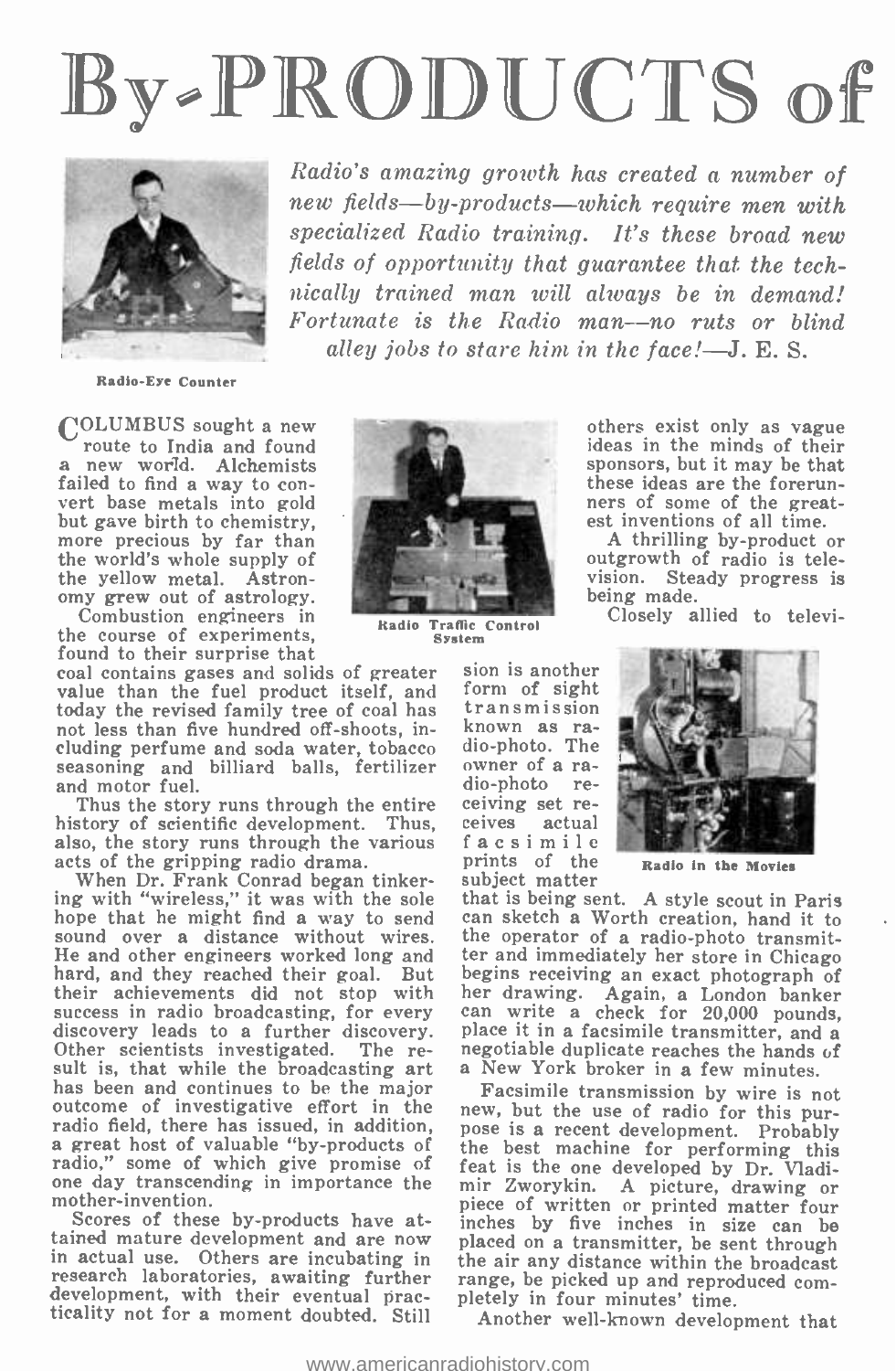# By-PRODUCTS of

*Radio's amazing growth has created a number of new fields—by-products—which require men with specialized Radio training. It's these broad new fields of opportunity that guarantee that the technically trained man will always be in demand! Fortunate is the Radio man—no ruts or blind alley jobs to stare him in the face!*—J. E. S.

Radio-Eye Counter

COLUMBUS sought a new route to India and found a new world. Alchemists failed to find a way to convert base metals into gold but gave birth to chemistry, more precious by far than the world's whole supply of the yellow metal. Astronomy grew out of astrology.

Radio Traffic Control System

Combustion engineers in the course of experiments, found to their surprise that coal contains gases and solids of greater value than the fuel product itself, and today the revised family tree of coal has not less than five hundred off-shoots, including perfume and soda water, tobacco seasoning and billiard balls, fertilizer and motor fuel.

Thus the story runs through the entire history of scientific development. Thus, also, the story runs through the various acts of the gripping radio drama.

When Dr. Frank Conrad began tinkering with "wireless," it was with the sole hope that he might find a way to send sound over a distance without wires. He and other engineers worked long and hard, and they reached their goal. But their achievements did not stop with success in radio broadcasting, for every discovery leads to a further discovery. Other scientists investigated. The result is, that while the broadcasting art has been and continues to be the major outcome of investigative effort in the radio field, there has issued, in addition, a great host of valuable "by-products of radio," some of which give promise of one day transcending in importance the mother-invention.

Scores of these by-products have attained mature development and are now in actual use. Others are incubating in research laboratories, awaiting further development, with their eventual practicality not for a moment doubted. Still others exist only as vague ideas in the minds of their sponsors, but it may be that these ideas are the forerunners of some of the greatest inventions of all time.

A thrilling by-product or outgrowth of radio is television. Steady progress is being made.

Closely allied to television is another form of sight transmission known as radio-photo. The owner of a radio-photo receiving set receives actual facsimile prints of the subject matter that is being sent. A style scout in Paris can sketch a Worth creation, hand it to the operator of a radio-photo transmitter and immediately her store in Chicago begins receiving an exact photograph of her drawing. Again, a London banker can write a check for 20,000 pounds, place it in a facsimile transmitter, and a negotiable duplicate reaches the hands of a New York broker in a few minutes.

Radio in the Movies

Facsimile transmission by wire is not new, but the use of radio for this purpose is a recent development. Probably the best machine for performing this feat is the one developed by Dr. Vladimir Zworykin. A picture, drawing or piece of written or printed matter four inches by five inches in size can be placed on a transmitter, be sent through the air any distance within the broadcast range, be picked up and reproduced completely in four minutes' time.

Another well-known development that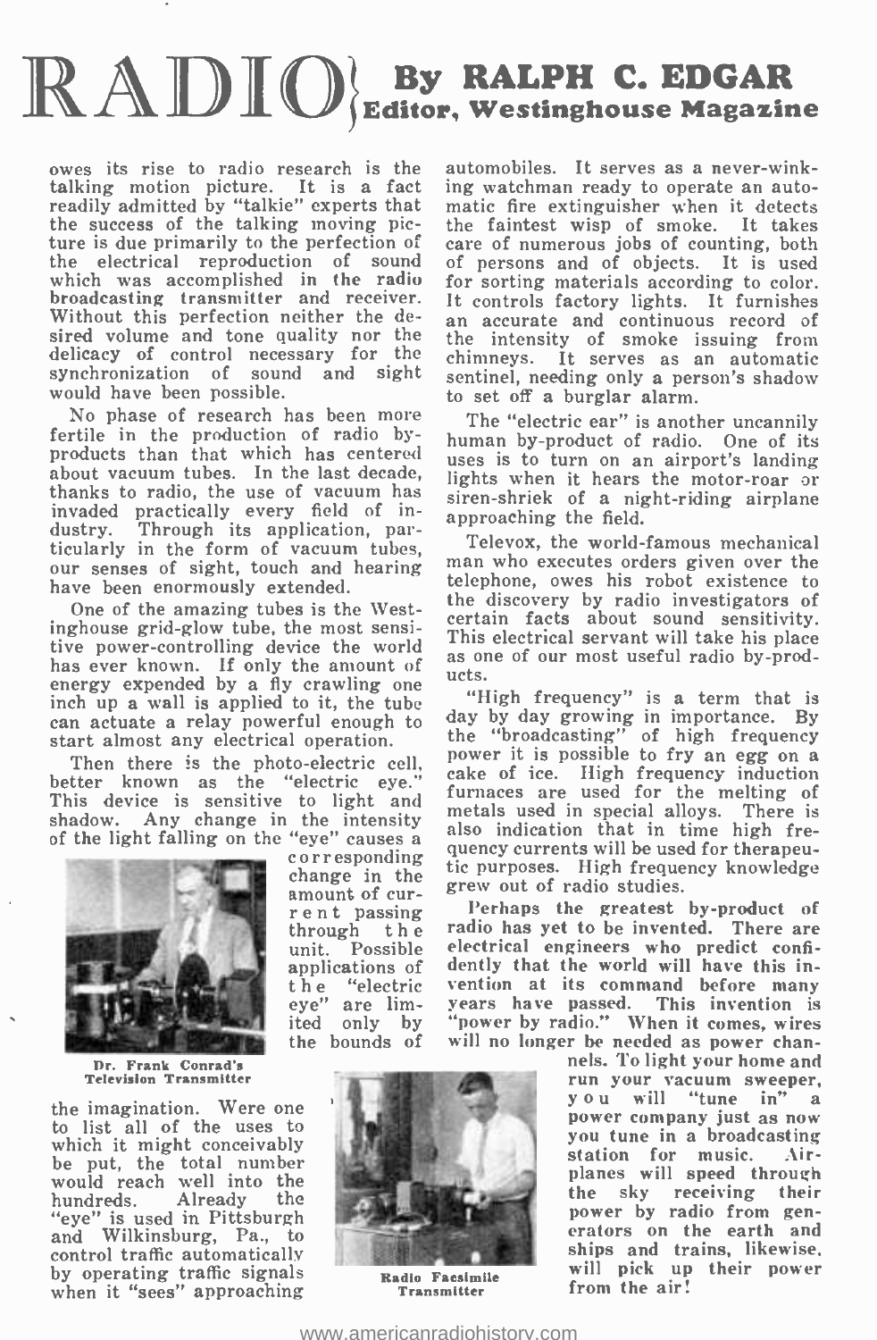# RADIO

**By RALPH C. EDGAR**
**Editor, Westinghouse Magazine**

owes its rise to radio research is the talking motion picture. It is a fact readily admitted by "talkie" experts that the success of the talking moving picture is due primarily to the perfection of the electrical reproduction of sound which was accomplished in the radio broadcasting transmitter and receiver. Without this perfection neither the desired volume and tone quality nor the delicacy of control necessary for the synchronization of sound and sight would have been possible.

No phase of research has been more fertile in the production of radio by-products than that which has centered about vacuum tubes. In the last decade, thanks to radio, the use of vacuum has invaded practically every field of industry. Through its application, particularly in the form of vacuum tubes, our senses of sight, touch and hearing have been enormously extended.

One of the amazing tubes is the Westinghouse grid-glow tube, the most sensitive power-controlling device the world has ever known. If only the amount of energy expended by a fly crawling one inch up a wall is applied to it, the tube can actuate a relay powerful enough to start almost any electrical operation.

Then there is the photo-electric cell, better known as the "electric eye." This device is sensitive to light and shadow. Any change in the intensity of the light falling on the "eye" causes a corresponding change in the amount of current passing through the unit. Possible applications of the "electric eye" are limited only by the bounds of the imagination. Were one to list all of the uses to which it might conceivably be put, the total number would reach well into the hundreds. Already the "eye" is used in Pittsburgh and Wilkinsburg, Pa., to control traffic automatically by operating traffic signals when it "sees" approaching automobiles. It serves as a never-winking watchman ready to operate an automatic fire extinguisher when it detects the faintest wisp of smoke. It takes care of numerous jobs of counting, both of persons and of objects. It is used for sorting materials according to color. It controls factory lights. It furnishes an accurate and continuous record of the intensity of smoke issuing from chimneys. It serves as an automatic sentinel, needing only a person's shadow to set off a burglar alarm.

Dr. Frank Conrad's Television Transmitter

The "electric ear" is another uncannily human by-product of radio. One of its uses is to turn on an airport's landing lights when it hears the motor-roar or siren-shriek of a night-riding airplane approaching the field.

Televox, the world-famous mechanical man who executes orders given over the telephone, owes his robot existence to the discovery by radio investigators of certain facts about sound sensitivity. This electrical servant will take his place as one of our most useful radio by-products.

"High frequency" is a term that is day by day growing in importance. By the "broadcasting" of high frequency power it is possible to fry an egg on a cake of ice. High frequency induction furnaces are used for the melting of metals used in special alloys. There is also indication that in time high frequency currents will be used for therapeutic purposes. High frequency knowledge grew out of radio studies.

Perhaps the greatest by-product of radio has yet to be invented. There are electrical engineers who predict confidently that the world will have this invention at its command before many years have passed. This invention is "power by radio." When it comes, wires will no longer be needed as power channels. To light your home and run your vacuum sweeper, you will "tune in" a power company just as now you tune in a broadcasting station for music. Airplanes will speed through the sky receiving their power by radio from generators on the earth and ships and trains, likewise, will pick up their power from the air!

Radio Facsimile Transmitter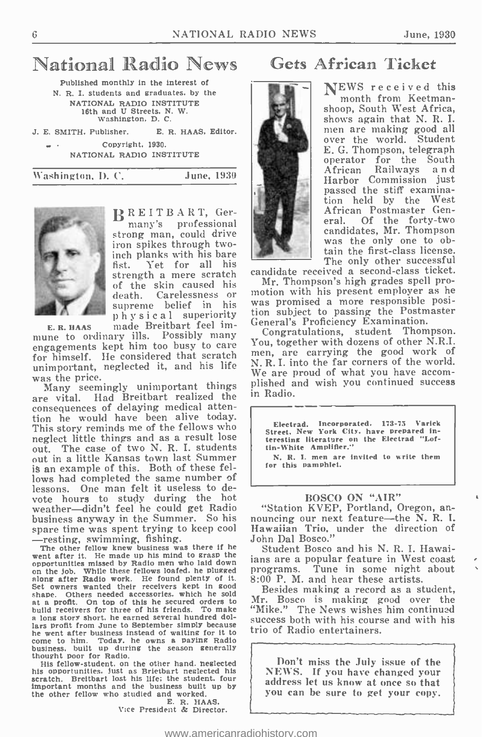# National Radio News

Published monthly in the interest of N. R. I. students and graduates, by the
NATIONAL RADIO INSTITUTE
16th and U Streets, N. W.
Washington, D. C.

J. E. SMITH, Publisher. E. R. HAAS, Editor.

Copyright, 1930.
NATIONAL RADIO INSTITUTE

Washington, D. C. June, 1930

E. R. HAAS

BREITBART, Germany's professional strong man, could drive iron spikes through two-inch planks with his bare fist. Yet for all his strength a mere scratch of the skin caused his death. Carelessness or supreme belief in his physical superiority made Breitbart feel immune to ordinary ills. Possibly many engagements kept him too busy to care for himself. He considered that scratch unimportant, neglected it, and his life was the price.

Many seemingly unimportant things are vital. Had Breitbart realized the consequences of delaying medical attention he would have been alive today. This story reminds me of the fellows who neglect little things and as a result lose out. The case of two N. R. I. students out in a little Kansas town last Summer is an example of this. Both of these fellows had completed the same number of lessons. One man felt it useless to devote hours to study during the hot weather—didn't feel he could get Radio business anyway in the Summer. So his spare time was spent trying to keep cool—resting, swimming, fishing.

The other fellow knew business was there if he went after it. He made up his mind to grasp the opportunities missed by Radio men who laid down on the job. While these fellows loafed, he plugged along after Radio work. He found plenty of it. Set owners wanted their receivers kept in good shape. Others needed accessories, which he sold at a profit. On top of this he secured orders to build receivers for three of his friends. To make a long story short, he earned several hundred dollars profit from June to September simply because he went after business instead of waiting for it to come to him. Today, he owns a paying Radio business, built up during the season generally thought poor for Radio.

His fellow-student, on the other hand, neglected his opportunities, just as Brietbart neglected his scratch. Breitbart lost his life; the student, four important months and the business built up by the other fellow who studied and worked.

E. R. HAAS.
Vice President & Director.

## Gets African Ticket

NEWS received this month from Keetmanshoop, South West Africa, shows again that N. R. I. men are making good all over the world. Student E. G. Thompson, telegraph operator for the South African Railways and Harbor Commission just passed the stiff examination held by the West African Postmaster General. Of the forty-two candidates, Mr. Thompson was the only one to obtain the first-class license. The only other successful candidate received a second-class ticket.

Mr. Thompson's high grades spell promotion with his present employer as he was promised a more responsible position subject to passing the Postmaster General's Proficiency Examination.

Congratulations, student Thompson. You, together with dozens of other N.R.I. men, are carrying the good work of N. R. I. into the far corners of the world. We are proud of what you have accomplished and wish you continued success in Radio.

---

Electrad, Incorporated, 173-75 Varick Street, New York City, have prepared interesting literature on the Electrad "Loftin-White Amplifier."

N. R. I. men are invited to write them for this pamphlet.

---

### BOSCO ON "AIR"

"Station KVEP, Portland, Oregon, announcing our next feature—the N. R. I. Hawaiian Trio, under the direction of John Dal Bosco."

Student Bosco and his N. R. I. Hawaiians are a popular feature in West coast programs. Tune in some night about 8:00 P. M. and hear these artists.

Besides making a record as a student, Mr. Bosco is making good over the "Mike." The News wishes him continued success both with his course and with his trio of Radio entertainers.

---

Don't miss the July issue of the NEWS. If you have changed your address let us know at once so that you can be sure to get your copy.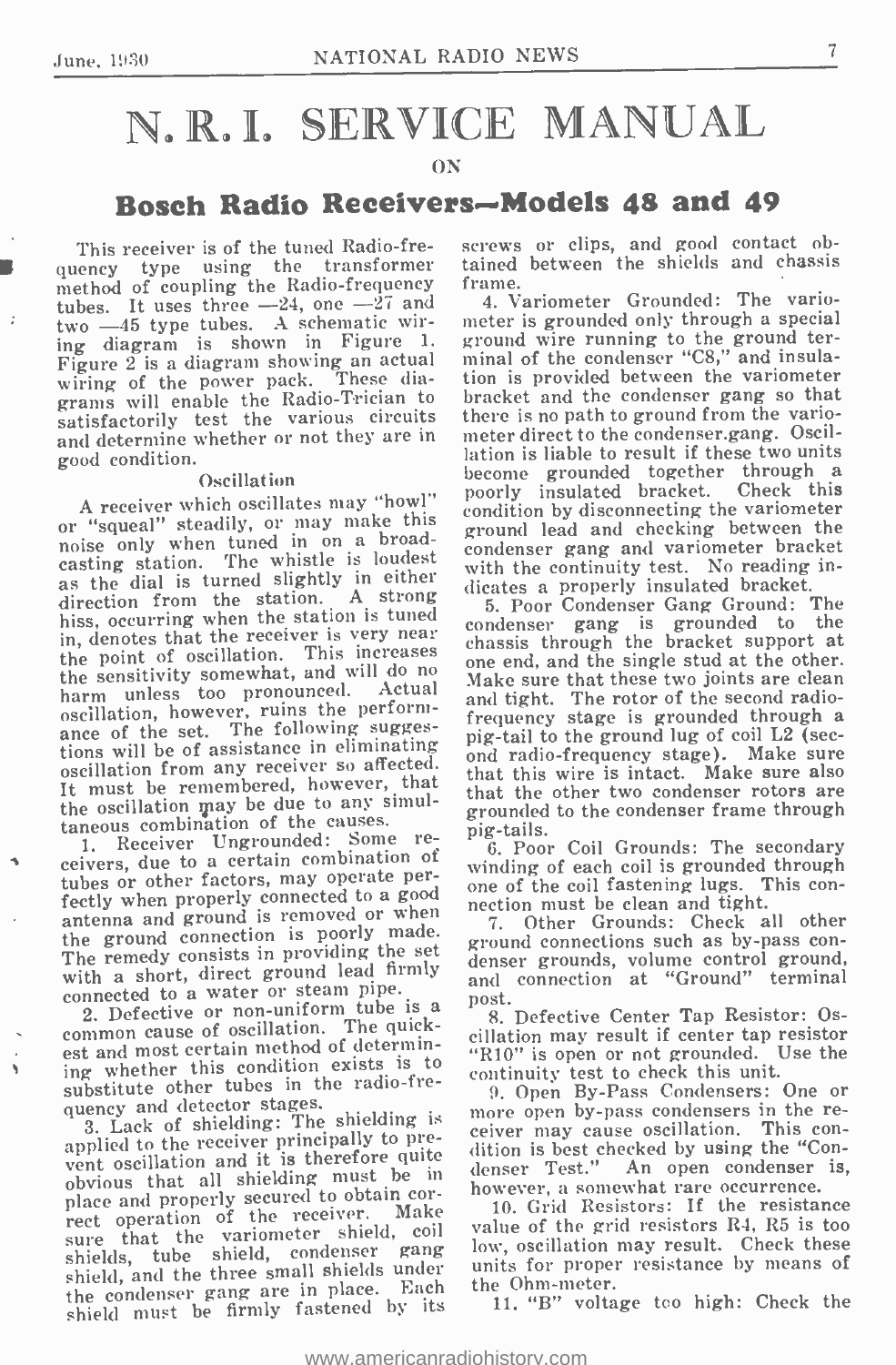# N. R. I. SERVICE MANUAL

ON

## Bosch Radio Receivers—Models 48 and 49

This receiver is of the tuned Radio-frequency type using the transformer method of coupling the Radio-frequency tubes. It uses three —24, one —27 and two —45 type tubes. A schematic wiring diagram is shown in Figure 1. Figure 2 is a diagram showing an actual wiring of the power pack. These diagrams will enable the Radio-Trician to satisfactorily test the various circuits and determine whether or not they are in good condition.

### Oscillation

A receiver which oscillates may "howl" or "squeal" steadily, or may make this noise only when tuned in on a broadcasting station. The whistle is loudest as the dial is turned slightly in either direction from the station. A strong hiss, occurring when the station is tuned in, denotes that the receiver is very near the point of oscillation. This increases the sensitivity somewhat, and will do no harm unless too pronounced. Actual oscillation, however, ruins the performance of the set. The following suggestions will be of assistance in eliminating oscillation from any receiver so affected. It must be remembered, however, that the oscillation may be due to any simultaneous combination of the causes.

1. Receiver Ungrounded: Some receivers, due to a certain combination of tubes or other factors, may operate perfectly when properly connected to a good antenna and ground is removed or when the ground connection is poorly made. The remedy consists in providing the set with a short, direct ground lead firmly connected to a water or steam pipe.

2. Defective or non-uniform tube is a common cause of oscillation. The quickest and most certain method of determining whether this condition exists is to substitute other tubes in the radio-frequency and detector stages.

3. Lack of shielding: The shielding is applied to the receiver principally to prevent oscillation and it is therefore quite obvious that all shielding must be in place and properly secured to obtain correct operation of the receiver. Make sure that the variometer shield, coil shields, tube shield, condenser gang shield, and the three small shields under the condenser gang are in place. Each shield must be firmly fastened by its screws or clips, and good contact obtained between the shields and chassis frame.

4. Variometer Grounded: The variometer is grounded only through a special ground wire running to the ground terminal of the condenser "C8," and insulation is provided between the variometer bracket and the condenser gang so that there is no path to ground from the variometer direct to the condenser gang. Oscillation is liable to result if these two units become grounded together through a poorly insulated bracket. Check this condition by disconnecting the variometer ground lead and checking between the condenser gang and variometer bracket with the continuity test. No reading indicates a properly insulated bracket.

5. Poor Condenser Gang Ground: The condenser gang is grounded to the chassis through the bracket support at one end, and the single stud at the other. Make sure that these two joints are clean and tight. The rotor of the second radio-frequency stage is grounded through a pig-tail to the ground lug of coil L2 (second radio-frequency stage). Make sure that this wire is intact. Make sure also that the other two condenser rotors are grounded to the condenser frame through pig-tails.

6. Poor Coil Grounds: The secondary winding of each coil is grounded through one of the coil fastening lugs. This connection must be clean and tight.

7. Other Grounds: Check all other ground connections such as by-pass condenser grounds, volume control ground, and connection at "Ground" terminal post.

8. Defective Center Tap Resistor: Oscillation may result if center tap resistor "R10" is open or not grounded. Use the continuity test to check this unit.

9. Open By-Pass Condensers: One or more open by-pass condensers in the receiver may cause oscillation. This condition is best checked by using the "Condenser Test." An open condenser is, however, a somewhat rare occurrence.

10. Grid Resistors: If the resistance value of the grid resistors R4, R5 is too low, oscillation may result. Check these units for proper resistance by means of the Ohm-meter.

11. "B" voltage too high: Check the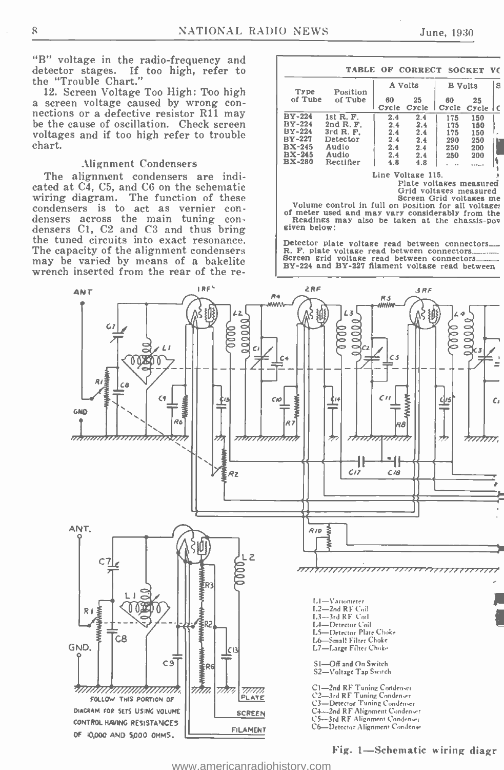"B" voltage in the radio-frequency and detector stages. If too high, refer to the "Trouble Chart."

12. Screen Voltage Too High: Too high a screen voltage caused by wrong connections or a defective resistor R11 may be the cause of oscillation. Check screen voltages and if too high refer to trouble chart.

### Alignment Condensers

The alignment condensers are indicated at C4, C5, and C6 on the schematic wiring diagram. The function of these condensers is to act as vernier condensers across the main tuning condensers C1, C2 and C3 and thus bring the tuned circuits into exact resonance. The capacity of the alignment condensers may be varied by means of a bakelite wrench inserted from the rear of the re-

**TABLE OF CORRECT SOCKET VO**

| Type of Tube | Position of Tube | A Volts | | B Volts | |
|---|---|---|---|---|---|
| | | 60 Cycle | 25 Cycle | 60 Cycle | 25 Cycle |
| BY-224 | 1st R. F. | 2.4 | 2.4 | 175 | 150 |
| BY-224 | 2nd R. F. | 2.4 | 2.4 | 175 | 150 |
| BY-224 | 3rd R. F. | 2.4 | 2.4 | 175 | 150 |
| BY-227 | Detector | 2.4 | 2.4 | 290 | 250 |
| BX-245 | Audio | 2.4 | 2.4 | 250 | 200 |
| BX-245 | Audio | 2.4 | 2.4 | 250 | 200 |
| BX-280 | Rectifier | 4.8 | 4.8 | ... | ...... |

Line Voltage 115.

Plate voltages measured

Grid voltages measured

Screen Grid voltages me

Volume control in full on position for all voltage of meter used and may vary considerably from the

Readings may also be taken at the chassis-pov given below:

Detector plate voltage read between connectors

R. F. plate voltage read between connectors

Screen grid voltage read between connectors

BY-224 and BY-227 filament voltage read between

FOLLOW THIS PORTION OF DIAGRAM FOR SETS USING VOLUME CONTROL HAVING RESISTANCES OF 10,000 AND 5,000 OHMS.

L1—Variometer
L2—2nd RF Coil
L3—3rd RF Coil
L4—Detector Coil
L5—Detector Plate Choke
L6—Small Filter Choke
L7—Large Filter Choke

S1—Off and On Switch
S2—Voltage Tap Switch

C1—2nd RF Tuning Condenser
C2—3rd RF Tuning Condenser
C3—Detector Tuning Condenser
C4—2nd RF Alignment Condenser
C5—3rd RF Alignment Condenser
C6—Detector Alignment Condense

Fig. 1—Schematic wiring diagr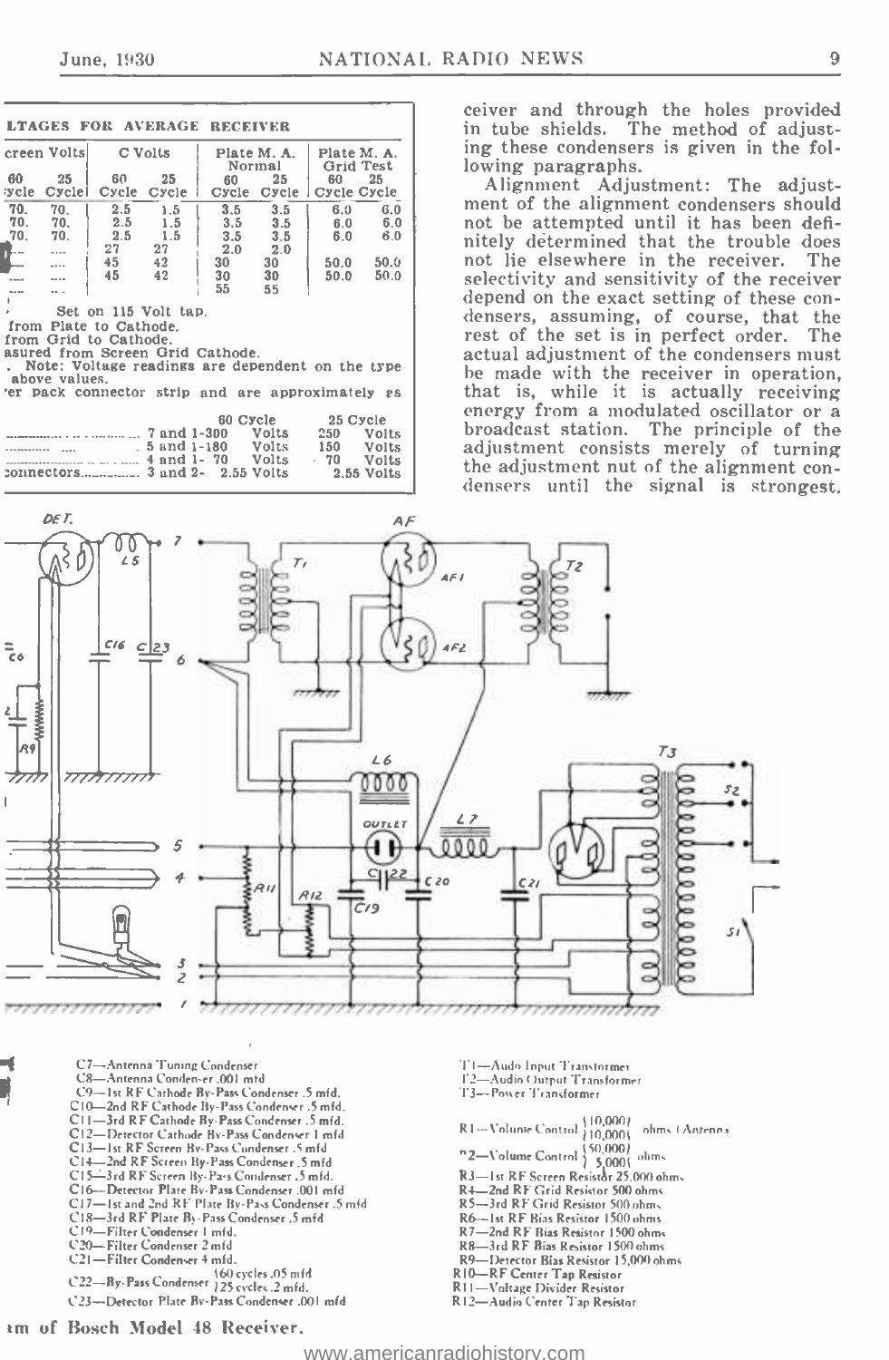| | Screen Volts | | C Volts | | Plate M. A. Normal | | Plate M. A. Grid Test | |
|---|---|---|---|---|---|---|---|---|
| | 60 Cycle | 25 Cycle | 60 Cycle | 25 Cycle | 60 Cycle | 25 Cycle | 60 Cycle | 25 Cycle |
| | 70. | 70. | 2.5 | 1.5 | 3.5 | 3.5 | 6.0 | 6.0 |
| | 70. | 70. | 2.5 | 1.5 | 3.5 | 3.5 | 6.0 | 6.0 |
| | 70. | 70. | 2.5 | 1.5 | 3.5 | 3.5 | 6.0 | 6.0 |
| | .... | .... | 27 | 27 | 2.0 | 2.0 | | |
| | .... | .... | 45 | 42 | 30 | 30 | 50.0 | 50.0 |
| | .... | .... | 45 | 42 | 30 | 30 | 50.0 | 50.0 |
| | .... | .... | | | 55 | 55 | | |

Set on 115 Volt tap.
from Plate to Cathode.
from Grid to Cathode.
asured from Screen Grid Cathode.
. Note: Voltage readings are dependent on the type above values.
er pack connector strip and are approximately as

| | | 60 Cycle | 25 Cycle |
|---|---|---|---|
| | 7 and 1-300 | Volts | 250 Volts |
| | 5 and 1-180 | Volts | 150 Volts |
| | 4 and 1- 70 | Volts | 70 Volts |
| connectors | 3 and 2- | 2.55 Volts | 2.55 Volts |

ceiver and through the holes provided in tube shields. The method of adjusting these condensers is given in the following paragraphs.

Alignment Adjustment: The adjustment of the alignment condensers should not be attempted until it has been definitely determined that the trouble does not lie elsewhere in the receiver. The selectivity and sensitivity of the receiver depend on the exact setting of these condensers, assuming, of course, that the rest of the set is in perfect order. The actual adjustment of the condensers must be made with the receiver in operation, that is, while it is actually receiving energy from a modulated oscillator or a broadcast station. The principle of the adjustment consists merely of turning the adjustment nut of the alignment condensers until the signal is strongest.

C7—Antenna Tuning Condenser
C8—Antenna Condenser .001 mfd
C9—1st RF Cathode By-Pass Condenser .5 mfd.
C10—2nd RF Cathode By-Pass Condenser .5 mfd.
C11—3rd RF Cathode By-Pass Condenser .5 mfd.
C12—Detector Cathode By-Pass Condenser 1 mfd
C13—1st RF Screen By-Pass Condenser .5 mfd
C14—2nd RF Screen By-Pass Condenser .5 mfd
C15—3rd RF Screen By-Pass Condenser .5 mfd.
C16—Detector Plate By-Pass Condenser .001 mfd
C17—1st and 2nd RF Plate By-Pass Condenser .5 mfd
C18—3rd RF Plate By-Pass Condenser .5 mfd
C19—Filter Condenser 1 mfd.
C20—Filter Condenser 2 mfd
C21—Filter Condenser 4 mfd.
C22—By-Pass Condenser {60 cycles .05 mfd / 25 cycles .2 mfd.}
C23—Detector Plate By-Pass Condenser .001 mfd

T1—Audio Input Transformer
T2—Audio Output Transformer
T3—Power Transformer

R1—Volume Control {10,000 / 10,000} ohms (Antenna
R2—Volume Control {50,000 / 5,000} ohms
R3—1st RF Screen Resistor 25,000 ohms
R4—2nd RF Grid Resistor 500 ohms
R5—3rd RF Grid Resistor 500 ohms
R6—1st RF Bias Resistor 1500 ohms
R7—2nd RF Bias Resistor 1500 ohms
R8—3rd RF Bias Resistor 1500 ohms
R9—Detector Bias Resistor 15,000 ohms
R10—RF Center Tap Resistor
R11—Voltage Divider Resistor
R12—Audio Center Tap Resistor

...am of Bosch Model 48 Receiver.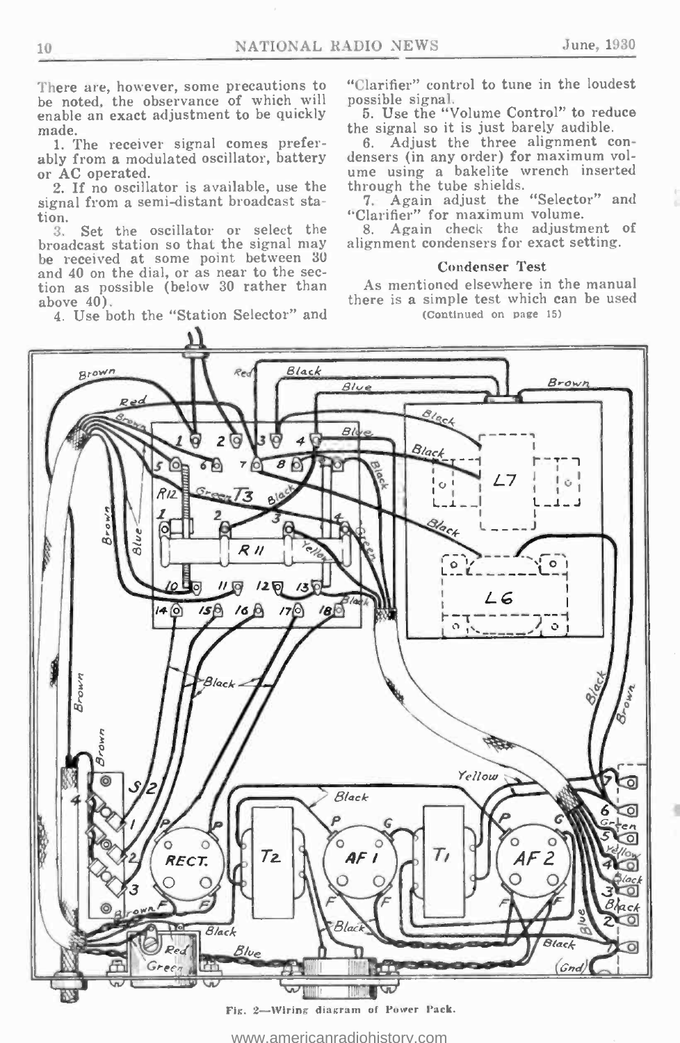There are, however, some precautions to be noted, the observance of which will enable an exact adjustment to be quickly made.

1. The receiver signal comes preferably from a modulated oscillator, battery or AC operated.
2. If no oscillator is available, use the signal from a semi-distant broadcast station.
3. Set the oscillator or select the broadcast station so that the signal may be received at some point between 30 and 40 on the dial, or as near to the section as possible (below 30 rather than above 40).
4. Use both the "Station Selector" and "Clarifier" control to tune in the loudest possible signal.
5. Use the "Volume Control" to reduce the signal so it is just barely audible.
6. Adjust the three alignment condensers (in any order) for maximum volume using a bakelite wrench inserted through the tube shields.
7. Again adjust the "Selector" and "Clarifier" for maximum volume.
8. Again check the adjustment of alignment condensers for exact setting.

### Condenser Test

As mentioned elsewhere in the manual there is a simple test which can be used

(Continued on page 15)

Fig. 2—Wiring diagram of Power Pack.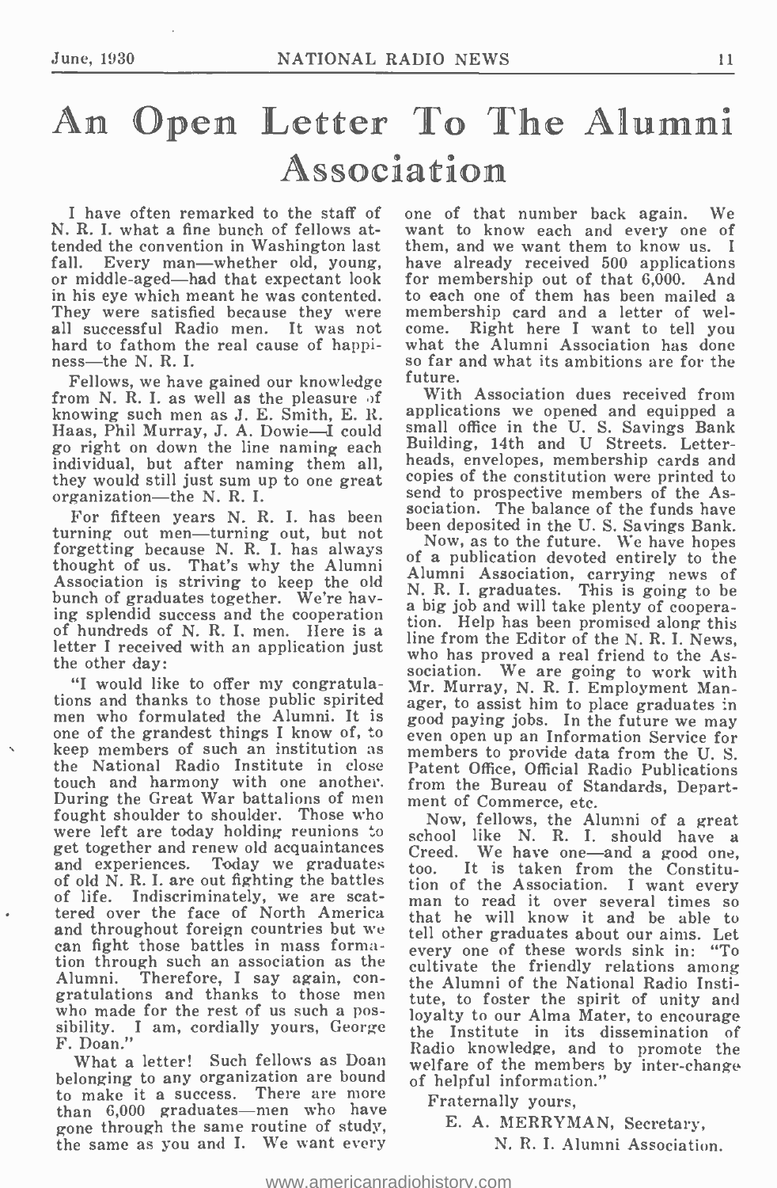# An Open Letter To The Alumni Association

I have often remarked to the staff of N. R. I. what a fine bunch of fellows attended the convention in Washington last fall. Every man—whether old, young, or middle-aged—had that expectant look in his eye which meant he was contented. They were satisfied because they were all successful Radio men. It was not hard to fathom the real cause of happiness—the N. R. I.

Fellows, we have gained our knowledge from N. R. I. as well as the pleasure of knowing such men as J. E. Smith, E. R. Haas, Phil Murray, J. A. Dowie—I could go right on down the line naming each individual, but after naming them all, they would still just sum up to one great organization—the N. R. I.

For fifteen years N. R. I. has been turning out men—turning out, but not forgetting because N. R. I. has always thought of us. That's why the Alumni Association is striving to keep the old bunch of graduates together. We're having splendid success and the cooperation of hundreds of N. R. I. men. Here is a letter I received with an application just the other day:

"I would like to offer my congratulations and thanks to those public spirited men who formulated the Alumni. It is one of the grandest things I know of, to keep members of such an institution as the National Radio Institute in close touch and harmony with one another. During the Great War battalions of men fought shoulder to shoulder. Those who were left are today holding reunions to get together and renew old acquaintances and experiences. Today we graduates of old N. R. I. are out fighting the battles of life. Indiscriminately, we are scattered over the face of North America and throughout foreign countries but we can fight those battles in mass formation through such an association as the Alumni. Therefore, I say again, congratulations and thanks to those men who made for the rest of us such a possibility. I am, cordially yours, George F. Doan."

What a letter! Such fellows as Doan belonging to any organization are bound to make it a success. There are more than 6,000 graduates—men who have gone through the same routine of study, the same as you and I. We want every one of that number back again. We want to know each and every one of them, and we want them to know us. I have already received 500 applications for membership out of that 6,000. And to each one of them has been mailed a membership card and a letter of welcome. Right here I want to tell you what the Alumni Association has done so far and what its ambitions are for the future.

With Association dues received from applications we opened and equipped a small office in the U. S. Savings Bank Building, 14th and U Streets. Letterheads, envelopes, membership cards and copies of the constitution were printed to send to prospective members of the Association. The balance of the funds have been deposited in the U. S. Savings Bank.

Now, as to the future. We have hopes of a publication devoted entirely to the Alumni Association, carrying news of N. R. I. graduates. This is going to be a big job and will take plenty of cooperation. Help has been promised along this line from the Editor of the N. R. I. News, who has proved a real friend to the Association. We are going to work with Mr. Murray, N. R. I. Employment Manager, to assist him to place graduates in good paying jobs. In the future we may even open up an Information Service for members to provide data from the U. S. Patent Office, Official Radio Publications from the Bureau of Standards, Department of Commerce, etc.

Now, fellows, the Alumni of a great school like N. R. I. should have a Creed. We have one—and a good one, too. It is taken from the Constitution of the Association. I want every man to read it over several times so that he will know it and be able to tell other graduates about our aims. Let every one of these words sink in: "To cultivate the friendly relations among the Alumni of the National Radio Institute, to foster the spirit of unity and loyalty to our Alma Mater, to encourage the Institute in its dissemination of Radio knowledge, and to promote the welfare of the members by inter-change of helpful information."

Fraternally yours,

E. A. MERRYMAN, Secretary,
N. R. I. Alumni Association.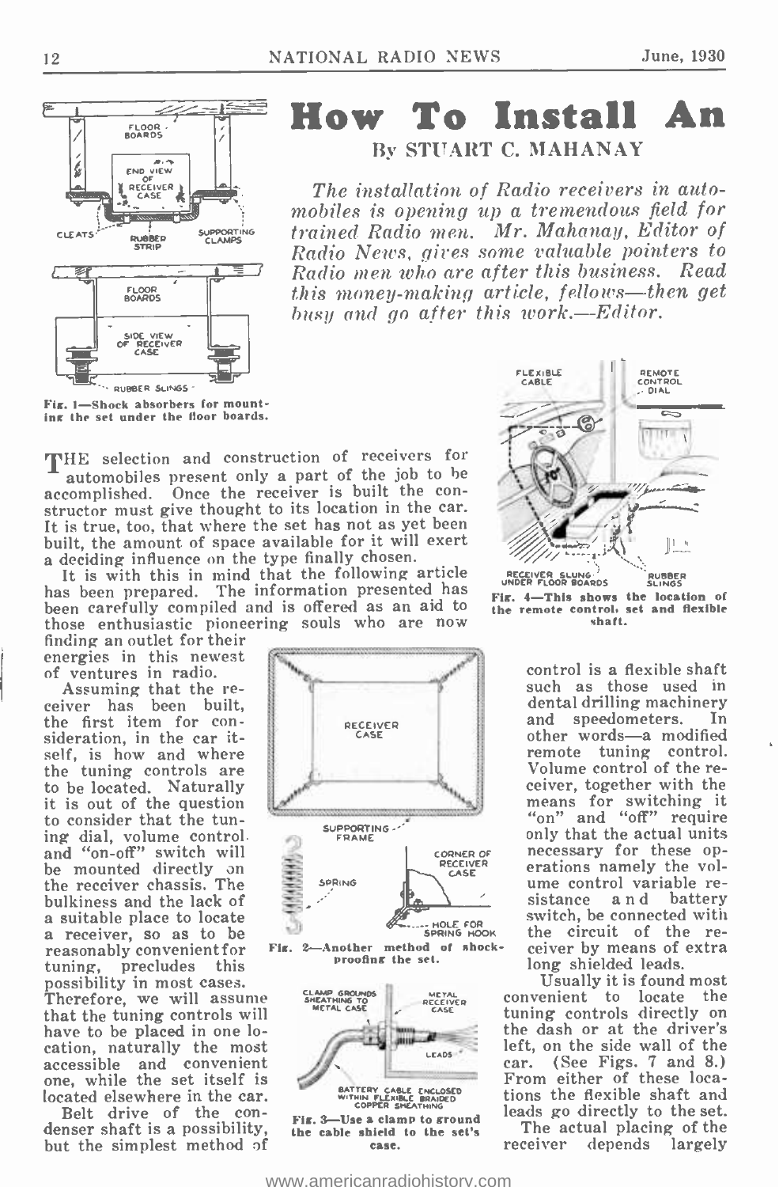# How To Install An

By STUART C. MAHANAY

*The installation of Radio receivers in automobiles is opening up a tremendous field for trained Radio men. Mr. Mahanay, Editor of Radio News, gives some valuable pointers to Radio men who are after this business. Read this money-making article, fellows—then get busy and go after this work.—Editor.*

Fig. 1—Shock absorbers for mounting the set under the floor boards.

THE selection and construction of receivers for automobiles present only a part of the job to be accomplished. Once the receiver is built the constructor must give thought to its location in the car. It is true, too, that where the set has not as yet been built, the amount of space available for it will exert a deciding influence on the type finally chosen.

It is with this in mind that the following article has been prepared. The information presented has been carefully compiled and is offered as an aid to those enthusiastic pioneering souls who are now finding an outlet for their energies in this newest of ventures in radio.

Assuming that the receiver has been built, the first item for consideration, in the car itself, is how and where the tuning controls are to be located. Naturally it is out of the question to consider that the tuning dial, volume control and "on-off" switch will be mounted directly on the receiver chassis. The bulkiness and the lack of a suitable place to locate a receiver, so as to be reasonably convenient for tuning, precludes this possibility in most cases. Therefore, we will assume that the tuning controls will have to be placed in one location, naturally the most accessible and convenient one, while the set itself is located elsewhere in the car.

Belt drive of the condenser shaft is a possibility, but the simplest method of control is a flexible shaft such as those used in dental drilling machinery and speedometers. In other words—a modified remote tuning control. Volume control of the receiver, together with the means for switching it "on" and "off" require only that the actual units necessary for these operations namely the volume control variable resistance and battery switch, be connected with the circuit of the receiver by means of extra long shielded leads.

Fig. 2—Another method of shockproofing the set.

Fig. 3—Use a clamp to ground the cable shield to the set's case.

Fig. 4—This shows the location of the remote control, set and flexible shaft.

Usually it is found most convenient to locate the tuning controls directly on the dash or at the driver's left, on the side wall of the car. (See Figs. 7 and 8.) From either of these locations the flexible shaft and leads go directly to the set.

The actual placing of the receiver depends largely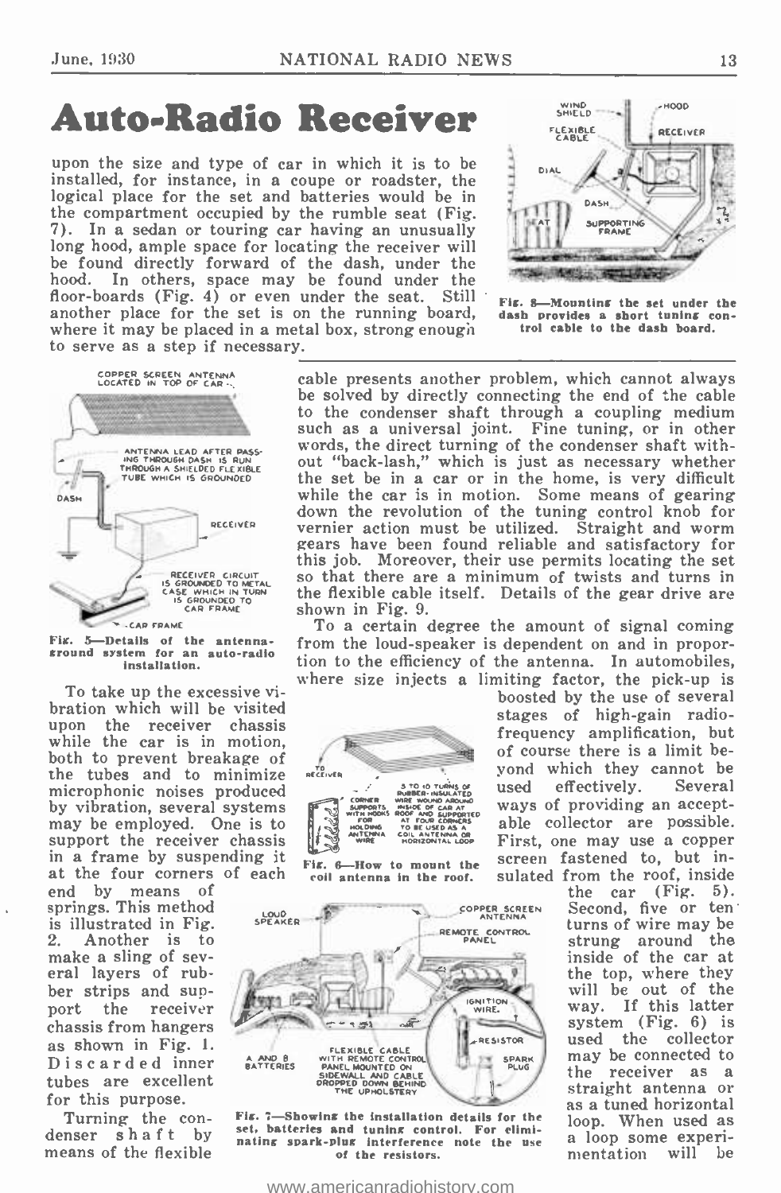# Auto-Radio Receiver

upon the size and type of car in which it is to be installed, for instance, in a coupe or roadster, the logical place for the set and batteries would be in the compartment occupied by the rumble seat (Fig. 7). In a sedan or touring car having an unusually long hood, ample space for locating the receiver will be found directly forward of the dash, under the hood. In others, space may be found under the floor-boards (Fig. 4) or even under the seat. Still another place for the set is on the running board, where it may be placed in a metal box, strong enough to serve as a step if necessary.

Fig. 8—Mounting the set under the dash provides a short tuning control cable to the dash board.

Fig. 5—Details of the antenna-ground system for an auto-radio installation.

To take up the excessive vibration which will be visited upon the receiver chassis while the car is in motion, both to prevent breakage of the tubes and to minimize microphonic noises produced by vibration, several systems may be employed. One is to support the receiver chassis in a frame by suspending it at the four corners of each end by means of springs. This method is illustrated in Fig. 2. Another is to make a sling of several layers of rubber strips and support the receiver chassis from hangers as shown in Fig. 1. Discarded inner tubes are excellent for this purpose.

Turning the condenser shaft by means of the flexible cable presents another problem, which cannot always be solved by directly connecting the end of the cable to the condenser shaft through a coupling medium such as a universal joint. Fine tuning, or in other words, the direct turning of the condenser shaft without "back-lash," which is just as necessary whether the set be in a car or in the home, is very difficult while the car is in motion. Some means of gearing down the revolution of the tuning control knob for vernier action must be utilized. Straight and worm gears have been found reliable and satisfactory for this job. Moreover, their use permits locating the set so that there are a minimum of twists and turns in the flexible cable itself. Details of the gear drive are shown in Fig. 9.

To a certain degree the amount of signal coming from the loud-speaker is dependent on and in proportion to the efficiency of the antenna. In automobiles, where size injects a limiting factor, the pick-up is boosted by the use of several stages of high-gain radio-frequency amplification, but of course there is a limit beyond which they cannot be used effectively. Several ways of providing an acceptable collector are possible. First, one may use a copper screen fastened to, but insulated from the roof, inside the car (Fig. 5). Second, five or ten turns of wire may be strung around the inside of the car at the top, where they will be out of the way. If this latter system (Fig. 6) is used the collector may be connected to the receiver as a straight antenna or as a tuned horizontal loop. When used as a loop some experimentation will be

Fig. 6—How to mount the coil antenna in the roof.

Fig. 7—Showing the installation details for the set, batteries and tuning control. For eliminating spark-plug interference note the use of the resistors.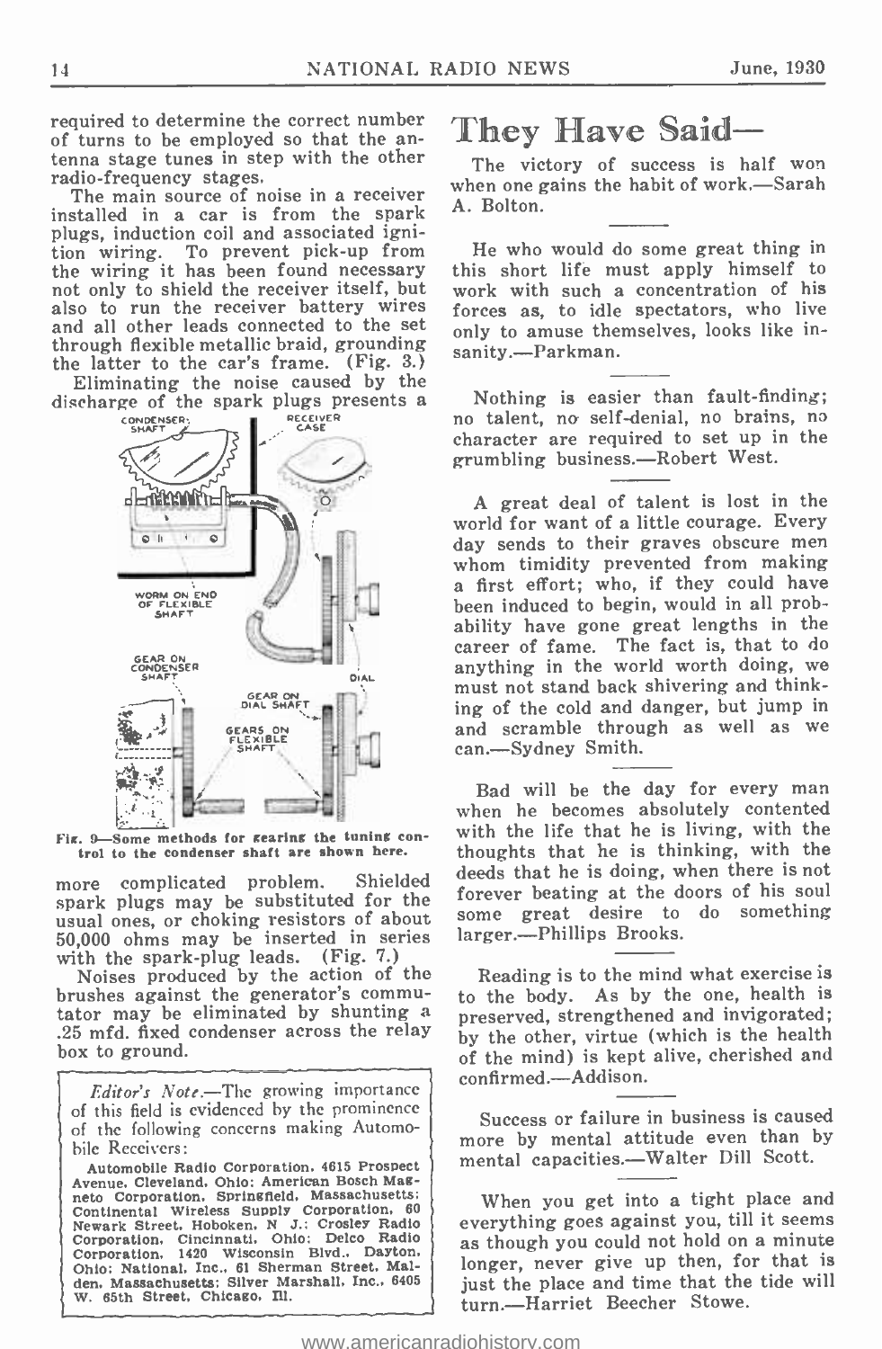required to determine the correct number of turns to be employed so that the antenna stage tunes in step with the other radio-frequency stages.

The main source of noise in a receiver installed in a car is from the spark plugs, induction coil and associated ignition wiring. To prevent pick-up from the wiring it has been found necessary not only to shield the receiver itself, but also to run the receiver battery wires and all other leads connected to the set through flexible metallic braid, grounding the latter to the car's frame. (Fig. 3.)

Eliminating the noise caused by the discharge of the spark plugs presents a more complicated problem. Shielded spark plugs may be substituted for the usual ones, or choking resistors of about 50,000 ohms may be inserted in series with the spark-plug leads. (Fig. 7.)

Fig. 9—Some methods for gearing the tuning control to the condenser shaft are shown here.

Noises produced by the action of the brushes against the generator's commutator may be eliminated by shunting a .25 mfd. fixed condenser across the relay box to ground.

> *Editor's Note.*—The growing importance of this field is evidenced by the prominence of the following concerns making Automobile Receivers:
>
> Automobile Radio Corporation, 4615 Prospect Avenue, Cleveland, Ohio; American Bosch Magneto Corporation, Springfield, Massachusetts; Continental Wireless Supply Corporation, 60 Newark Street, Hoboken, N. J.; Crosley Radio Corporation, Cincinnati, Ohio; Delco Radio Corporation, 1420 Wisconsin Blvd., Dayton, Ohio; National, Inc., 61 Sherman Street, Malden, Massachusetts; Silver Marshall, Inc., 6405 W. 65th Street, Chicago, Ill.

# They Have Said—

The victory of success is half won when one gains the habit of work.—Sarah A. Bolton.

He who would do some great thing in this short life must apply himself to work with such a concentration of his forces as, to idle spectators, who live only to amuse themselves, looks like insanity.—Parkman.

Nothing is easier than fault-finding; no talent, no self-denial, no brains, no character are required to set up in the grumbling business.—Robert West.

A great deal of talent is lost in the world for want of a little courage. Every day sends to their graves obscure men whom timidity prevented from making a first effort; who, if they could have been induced to begin, would in all probability have gone great lengths in the career of fame. The fact is, that to do anything in the world worth doing, we must not stand back shivering and thinking of the cold and danger, but jump in and scramble through as well as we can.—Sydney Smith.

Bad will be the day for every man when he becomes absolutely contented with the life that he is living, with the thoughts that he is thinking, with the deeds that he is doing, when there is not forever beating at the doors of his soul some great desire to do something larger.—Phillips Brooks.

Reading is to the mind what exercise is to the body. As by the one, health is preserved, strengthened and invigorated; by the other, virtue (which is the health of the mind) is kept alive, cherished and confirmed.—Addison.

Success or failure in business is caused more by mental attitude even than by mental capacities.—Walter Dill Scott.

When you get into a tight place and everything goes against you, till it seems as though you could not hold on a minute longer, never give up then, for that is just the place and time that the tide will turn.—Harriet Beecher Stowe.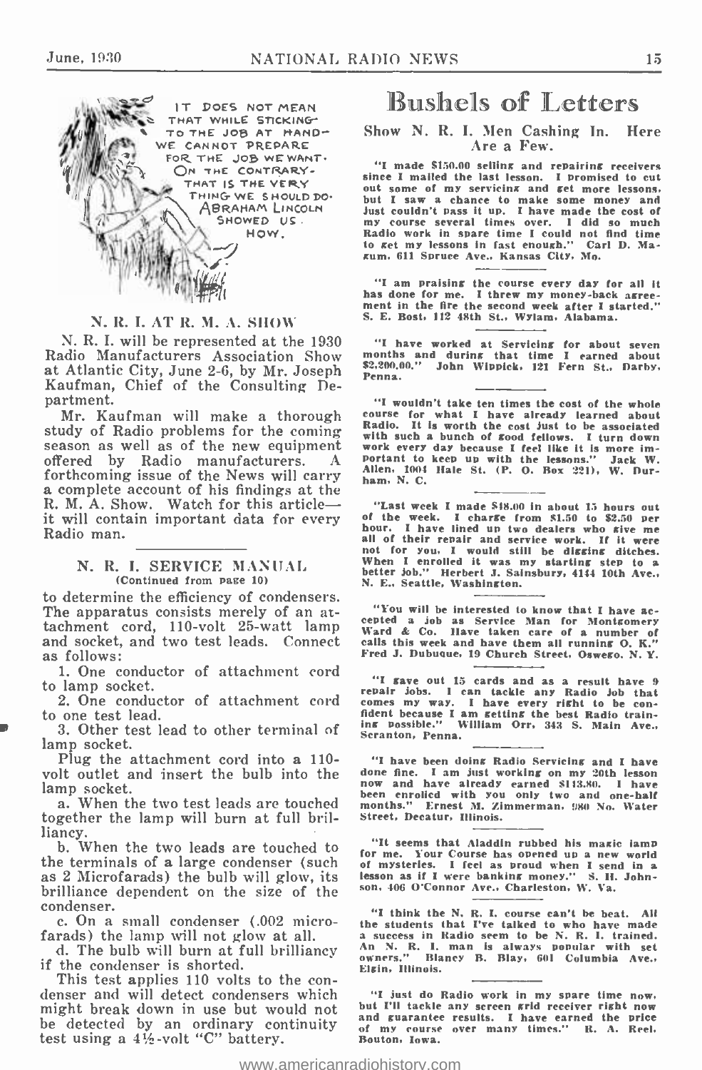IT DOES NOT MEAN THAT WHILE STICKING TO THE JOB AT HAND— WE CANNOT PREPARE FOR THE JOB WE WANT. ON THE CONTRARY— THAT IS THE VERY THING WE SHOULD DO. ABRAHAM LINCOLN SHOWED US HOW.

## N. R. I. AT R. M. A. SHOW

N. R. I. will be represented at the 1930 Radio Manufacturers Association Show at Atlantic City, June 2-6, by Mr. Joseph Kaufman, Chief of the Consulting Department.

Mr. Kaufman will make a thorough study of Radio problems for the coming season as well as of the new equipment offered by Radio manufacturers. A forthcoming issue of the News will carry a complete account of his findings at the R. M. A. Show. Watch for this article—it will contain important data for every Radio man.

## N. R. I. SERVICE MANUAL

(Continued from page 10)

to determine the efficiency of condensers. The apparatus consists merely of an attachment cord, 110-volt 25-watt lamp and socket, and two test leads. Connect as follows:

1. One conductor of attachment cord to lamp socket.
2. One conductor of attachment cord to one test lead.
3. Other test lead to other terminal of lamp socket.

Plug the attachment cord into a 110-volt outlet and insert the bulb into the lamp socket.

a. When the two test leads are touched together the lamp will burn at full brilliancy.

b. When the two leads are touched to the terminals of a large condenser (such as 2 Microfarads) the bulb will glow, its brilliance dependent on the size of the condenser.

c. On a small condenser (.002 microfarads) the lamp will not glow at all.

d. The bulb will burn at full brilliancy if the condenser is shorted.

This test applies 110 volts to the condenser and will detect condensers which might break down in use but would not be detected by an ordinary continuity test using a 4½-volt "C" battery.

# Bushels of Letters

### Show N. R. I. Men Cashing In. Here Are a Few.

"I made $150.00 selling and repairing receivers since I mailed the last lesson. I promised to cut out some of my servicing and get more lessons, but I saw a chance to make some money and just couldn't pass it up. I have made the cost of my course several times over. I did so much Radio work in spare time I could not find time to get my lessons in fast enough." Carl D. Magum, 611 Spruce Ave., Kansas City, Mo.

"I am praising the course every day for all it has done for me. I threw my money-back agreement in the fire the second week after I started." S. E. Bost, 112 48th St., Wylam, Alabama.

"I have worked at Servicing for about seven months and during that time I earned about $2,200.00." John Wippick, 121 Fern St., Darby, Penna.

"I wouldn't take ten times the cost of the whole course for what I have already learned about Radio. It is worth the cost just to be associated with such a bunch of good fellows. I turn down work every day because I feel like it is more important to keep up with the lessons." Jack W. Allen, 1004 Hale St. (P. O. Box 221), W. Durham, N. C.

"Last week I made $18.00 in about 15 hours out of the week. I charge from $1.50 to $2.50 per hour. I have lined up two dealers who give me all of their repair and service work. If it were not for you, I would still be digging ditches. When I enrolled it was my starting step to a better job." Herbert J. Sainsbury, 4144 10th Ave., N. E., Seattle, Washington.

"You will be interested to know that I have accepted a job as Service Man for Montgomery Ward & Co. Have taken care of a number of calls this week and have them all running O. K." Fred J. Dubuque, 19 Church Street, Oswego, N. Y.

"I gave out 15 cards and as a result have 9 repair jobs. I can tackle any Radio job that comes my way. I have every right to be confident because I am getting the best Radio training possible." William Orr, 343 S. Main Ave., Scranton, Penna.

"I have been doing Radio Servicing and I have done fine. I am just working on my 20th lesson now and have already earned $113.80. I have been enrolled with you only two and one-half months." Ernest M. Zimmerman, 980 No. Water Street, Decatur, Illinois.

"It seems that Aladdin rubbed his magic lamp for me. Your Course has opened up a new world of mysteries. I feel as proud when I send in a lesson as if I were banking money." S. H. Johnson, 406 O'Connor Ave., Charleston, W. Va.

"I think the N. R. I. course can't be beat. All the students that I've talked to who have made a success in Radio seem to be N. R. I. trained. An N. R. I. man is always popular with set owners." Blancy B. Blay, 601 Columbia Ave., Elgin, Illinois.

"I just do Radio work in my spare time now, but I'll tackle any screen grid receiver right now and guarantee results. I have earned the price of my course over many times." R. A. Reel, Bouton, Iowa.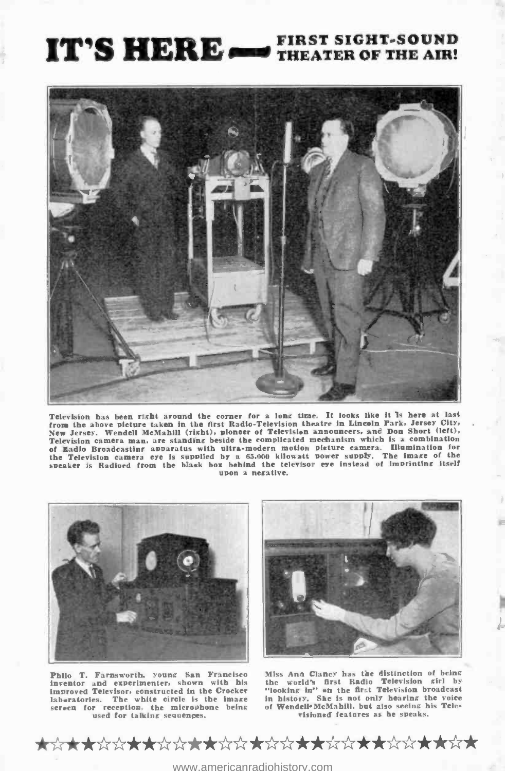# IT'S HERE — FIRST SIGHT-SOUND THEATER OF THE AIR!

Television has been right around the corner for a long time. It looks like it is here at last from the above picture taken in the first Radio-Television theatre in Lincoln Park, Jersey City, New Jersey. Wendell McMahill (right), pioneer of Television announcers, and Don Short (left), Television camera man, are standing beside the complicated mechanism which is a combination of Radio Broadcasting apparatus with ultra-modern motion picture camera. Illumination for the Television camera eye is supplied by a 65,000 kilowatt power supply. The image of the speaker is Radioed from the black box behind the televisor eye instead of imprinting itself upon a negative.

Philo T. Farnsworth, young San Francisco inventor and experimenter, shown with his improved Televisor, constructed in the Crocker laboratories. The white circle is the image screen for reception, the microphone being used for talking sequences.

Miss Ann Clancy has the distinction of being the world's first Radio Television girl by "looking in" on the first Television broadcast in history. She is not only hearing the voice of Wendell McMahill, but also seeing his Televisioned features as he speaks.